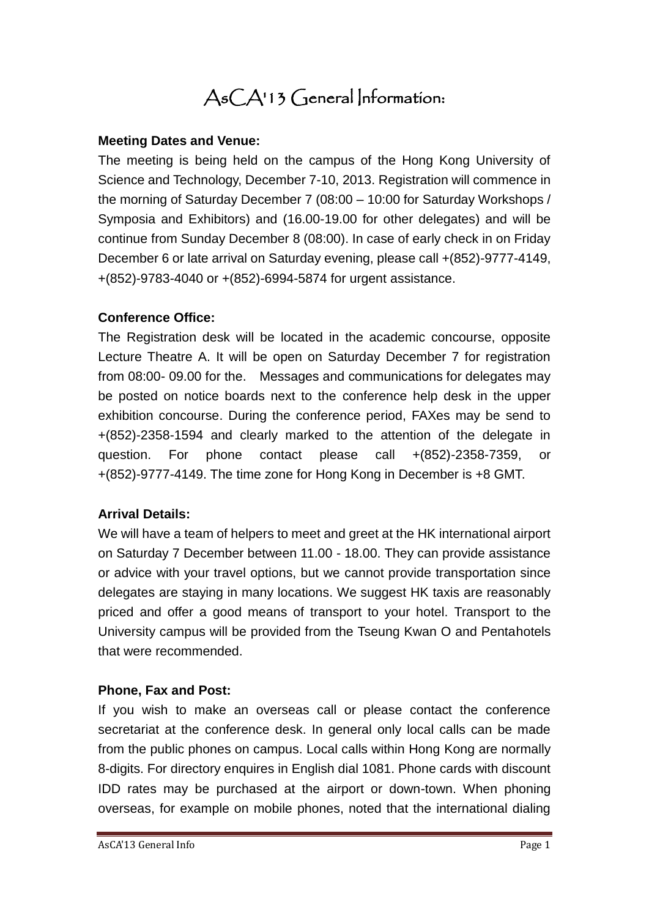# AsCA'13 General Information:

**Meeting Dates and Venue:**

The meeting is being held on the campus of the Hong Kong University of Science and Technology, December 7-10, 2013. Registration will commence in the morning of Saturday December 7 (08:00 – 10:00 for Saturday Workshops / Symposia and Exhibitors) and (16.00-19.00 for other delegates) and will be continue from Sunday December 8 (08:00). In case of early check in on Friday December 6 or late arrival on Saturday evening, please call +(852)-9777-4149, +(852)-9783-4040 or +(852)-6994-5874 for urgent assistance.

**Conference Office:**

The Registration desk will be located in the academic concourse, opposite Lecture Theatre A. It will be open on Saturday December 7 for registration from 08:00- 09.00 for the. Messages and communications for delegates may be posted on notice boards next to the conference help desk in the upper exhibition concourse. During the conference period, FAXes may be send to +(852)-2358-1594 and clearly marked to the attention of the delegate in question. For phone contact please call +(852)-2358-7359, or +(852)-9777-4149. The time zone for Hong Kong in December is +8 GMT.

**Arrival Details:**

We will have a team of helpers to meet and greet at the HK international airport on Saturday 7 December between 11.00 - 18.00. They can provide assistance or advice with your travel options, but we cannot provide transportation since delegates are staying in many locations. We suggest HK taxis are reasonably priced and offer a good means of transport to your hotel. Transport to the University campus will be provided from the Tseung Kwan O and Pentahotels that were recommended.

**Phone, Fax and Post:**

If you wish to make an overseas call or please contact the conference secretariat at the conference desk. In general only local calls can be made from the public phones on campus. Local calls within Hong Kong are normally 8-digits. For directory enquires in English dial 1081. Phone cards with discount IDD rates may be purchased at the airport or down-town. When phoning overseas, for example on mobile phones, noted that the international dialing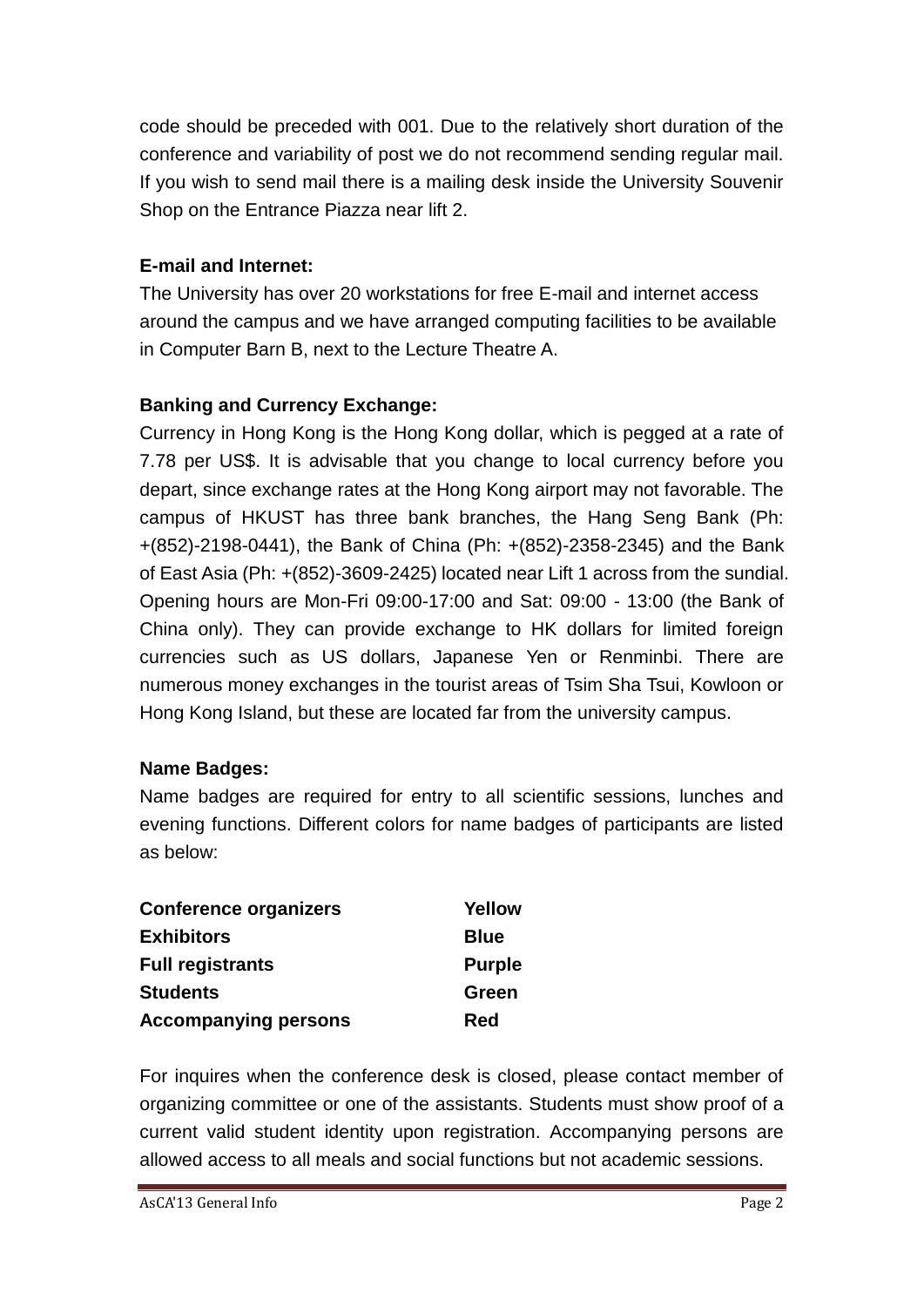code should be preceded with 001. Due to the relatively short duration of the conference and variability of post we do not recommend sending regular mail. If you wish to send mail there is a mailing desk inside the University Souvenir Shop on the Entrance Piazza near lift 2.

**E-mail and Internet:**

The University has over 20 workstations for free E-mail and internet access around the campus and we have arranged computing facilities to be available in Computer Barn B, next to the Lecture Theatre A.

**Banking and Currency Exchange:**

Currency in Hong Kong is the Hong Kong dollar, which is pegged at a rate of 7.78 per US$. It is advisable that you change to local currency before you depart, since exchange rates at the Hong Kong airport may not favorable. The campus of HKUST has three bank branches, the Hang Seng Bank (Ph: +(852)-2198-0441), the Bank of China (Ph: +(852)-2358-2345) and the Bank of East Asia (Ph: +(852)-3609-2425) located near Lift 1 across from the sundial. Opening hours are Mon-Fri 09:00-17:00 and Sat: 09:00 - 13:00 (the Bank of China only). They can provide exchange to HK dollars for limited foreign currencies such as US dollars, Japanese Yen or Renminbi. There are numerous money exchanges in the tourist areas of Tsim Sha Tsui, Kowloon or Hong Kong Island, but these are located far from the university campus.

**Name Badges:**

Name badges are required for entry to all scientific sessions, lunches and evening functions. Different colors for name badges of participants are listed as below:

| | |
|---|---|
| **Conference organizers** | **Yellow** |
| **Exhibitors** | **Blue** |
| **Full registrants** | **Purple** |
| **Students** | **Green** |
| **Accompanying persons** | **Red** |

For inquires when the conference desk is closed, please contact member of organizing committee or one of the assistants. Students must show proof of a current valid student identity upon registration. Accompanying persons are allowed access to all meals and social functions but not academic sessions.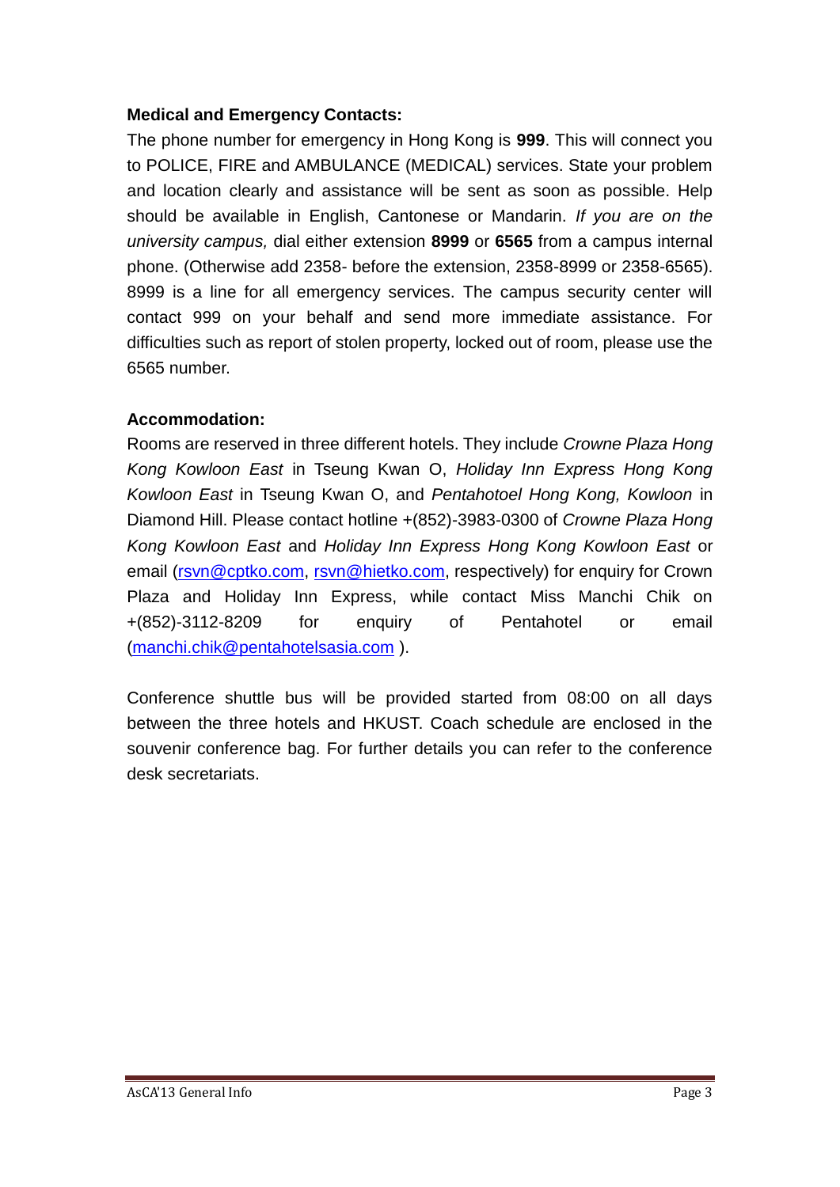**Medical and Emergency Contacts:**

The phone number for emergency in Hong Kong is **999**. This will connect you to POLICE, FIRE and AMBULANCE (MEDICAL) services. State your problem and location clearly and assistance will be sent as soon as possible. Help should be available in English, Cantonese or Mandarin. *If you are on the university campus,* dial either extension **8999** or **6565** from a campus internal phone. (Otherwise add 2358- before the extension, 2358-8999 or 2358-6565). 8999 is a line for all emergency services. The campus security center will contact 999 on your behalf and send more immediate assistance. For difficulties such as report of stolen property, locked out of room, please use the 6565 number.

**Accommodation:**

Rooms are reserved in three different hotels. They include *Crowne Plaza Hong Kong Kowloon East* in Tseung Kwan O, *Holiday Inn Express Hong Kong Kowloon East* in Tseung Kwan O, and *Pentahotoel Hong Kong, Kowloon* in Diamond Hill. Please contact hotline +(852)-3983-0300 of *Crowne Plaza Hong Kong Kowloon East* and *Holiday Inn Express Hong Kong Kowloon East* or email (rsvn@cptko.com, rsvn@hietko.com, respectively) for enquiry for Crown Plaza and Holiday Inn Express, while contact Miss Manchi Chik on +(852)-3112-8209 for enquiry of Pentahotel or email (manchi.chik@pentahotelsasia.com ).

Conference shuttle bus will be provided started from 08:00 on all days between the three hotels and HKUST. Coach schedule are enclosed in the souvenir conference bag. For further details you can refer to the conference desk secretariats.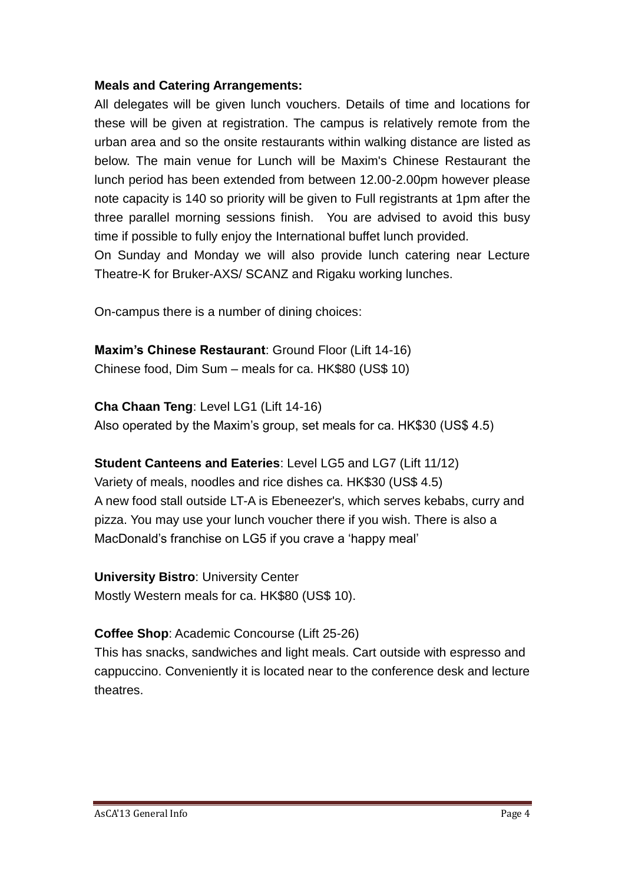**Meals and Catering Arrangements:**

All delegates will be given lunch vouchers. Details of time and locations for these will be given at registration. The campus is relatively remote from the urban area and so the onsite restaurants within walking distance are listed as below. The main venue for Lunch will be Maxim's Chinese Restaurant the lunch period has been extended from between 12.00-2.00pm however please note capacity is 140 so priority will be given to Full registrants at 1pm after the three parallel morning sessions finish. You are advised to avoid this busy time if possible to fully enjoy the International buffet lunch provided.

On Sunday and Monday we will also provide lunch catering near Lecture Theatre-K for Bruker-AXS/ SCANZ and Rigaku working lunches.

On-campus there is a number of dining choices:

**Maxim's Chinese Restaurant**: Ground Floor (Lift 14-16)
Chinese food, Dim Sum – meals for ca. HK$80 (US$ 10)

**Cha Chaan Teng**: Level LG1 (Lift 14-16)
Also operated by the Maxim's group, set meals for ca. HK$30 (US$ 4.5)

**Student Canteens and Eateries**: Level LG5 and LG7 (Lift 11/12)
Variety of meals, noodles and rice dishes ca. HK$30 (US$ 4.5)
A new food stall outside LT-A is Ebeneezer's, which serves kebabs, curry and pizza. You may use your lunch voucher there if you wish. There is also a MacDonald's franchise on LG5 if you crave a 'happy meal'

**University Bistro**: University Center
Mostly Western meals for ca. HK$80 (US$ 10).

**Coffee Shop**: Academic Concourse (Lift 25-26)
This has snacks, sandwiches and light meals. Cart outside with espresso and cappuccino. Conveniently it is located near to the conference desk and lecture theatres.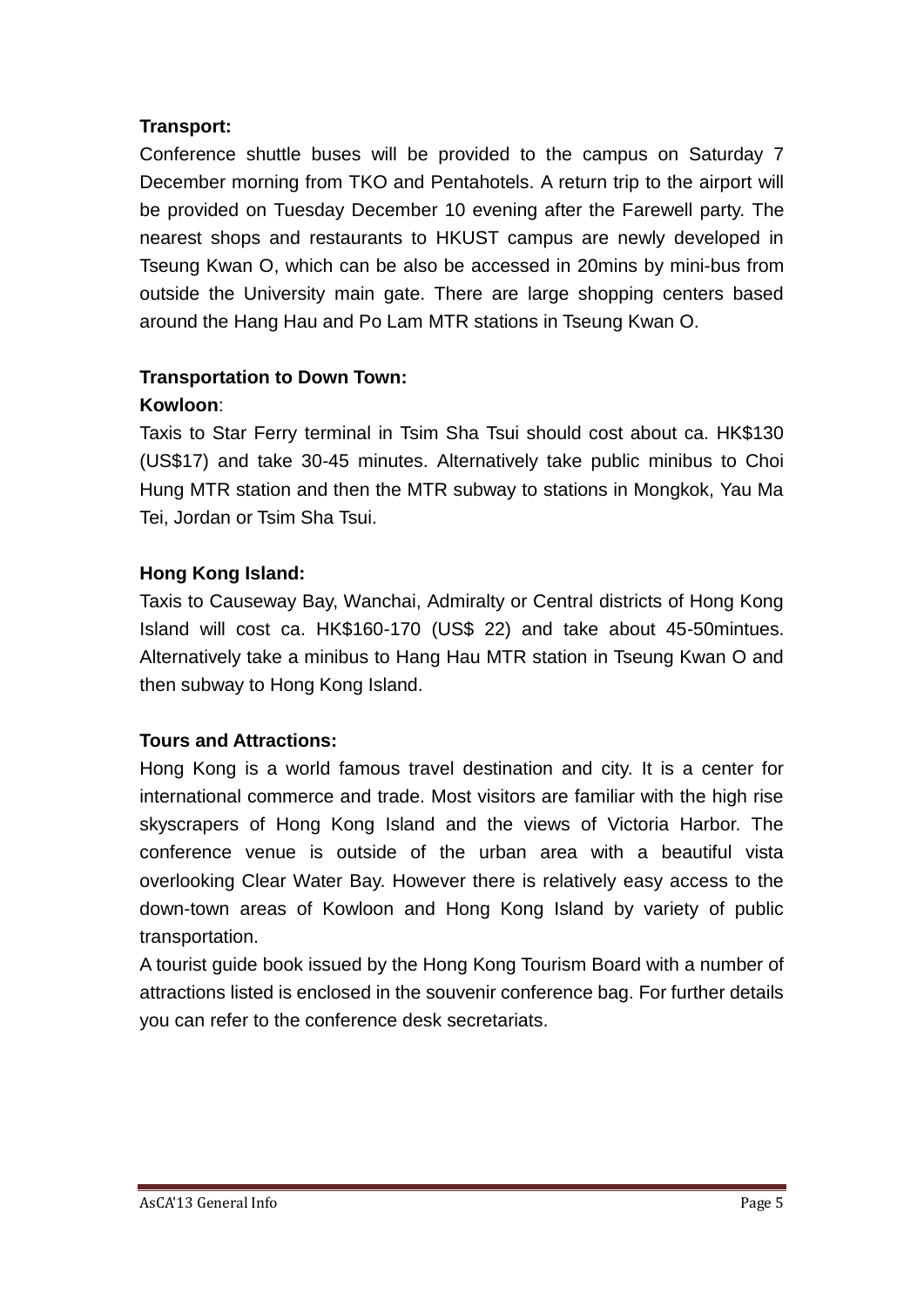**Transport:**

Conference shuttle buses will be provided to the campus on Saturday 7 December morning from TKO and Pentahotels. A return trip to the airport will be provided on Tuesday December 10 evening after the Farewell party. The nearest shops and restaurants to HKUST campus are newly developed in Tseung Kwan O, which can be also be accessed in 20mins by mini-bus from outside the University main gate. There are large shopping centers based around the Hang Hau and Po Lam MTR stations in Tseung Kwan O.

**Transportation to Down Town:**

**Kowloon**:

Taxis to Star Ferry terminal in Tsim Sha Tsui should cost about ca. HK$130 (US$17) and take 30-45 minutes. Alternatively take public minibus to Choi Hung MTR station and then the MTR subway to stations in Mongkok, Yau Ma Tei, Jordan or Tsim Sha Tsui.

**Hong Kong Island:**

Taxis to Causeway Bay, Wanchai, Admiralty or Central districts of Hong Kong Island will cost ca. HK$160-170 (US$ 22) and take about 45-50mintues. Alternatively take a minibus to Hang Hau MTR station in Tseung Kwan O and then subway to Hong Kong Island.

**Tours and Attractions:**

Hong Kong is a world famous travel destination and city. It is a center for international commerce and trade. Most visitors are familiar with the high rise skyscrapers of Hong Kong Island and the views of Victoria Harbor. The conference venue is outside of the urban area with a beautiful vista overlooking Clear Water Bay. However there is relatively easy access to the down-town areas of Kowloon and Hong Kong Island by variety of public transportation.

A tourist guide book issued by the Hong Kong Tourism Board with a number of attractions listed is enclosed in the souvenir conference bag. For further details you can refer to the conference desk secretariats.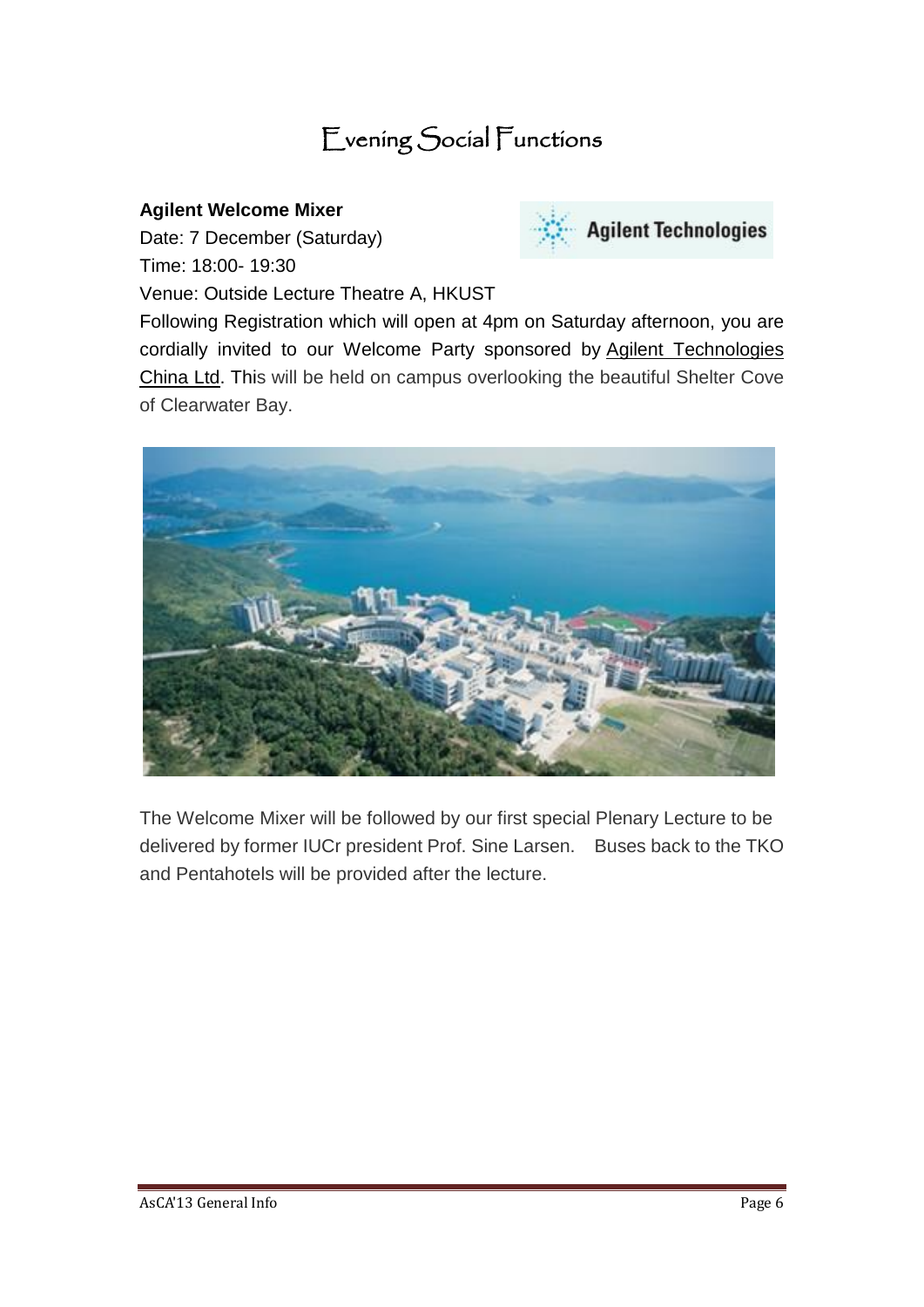# Evening Social Functions

**Agilent Welcome Mixer**

Date: 7 December (Saturday)

Time: 18:00- 19:30

Venue: Outside Lecture Theatre A, HKUST

Following Registration which will open at 4pm on Saturday afternoon, you are cordially invited to our Welcome Party sponsored by Agilent Technologies China Ltd. This will be held on campus overlooking the beautiful Shelter Cove of Clearwater Bay.

The Welcome Mixer will be followed by our first special Plenary Lecture to be delivered by former IUCr president Prof. Sine Larsen. Buses back to the TKO and Pentahotels will be provided after the lecture.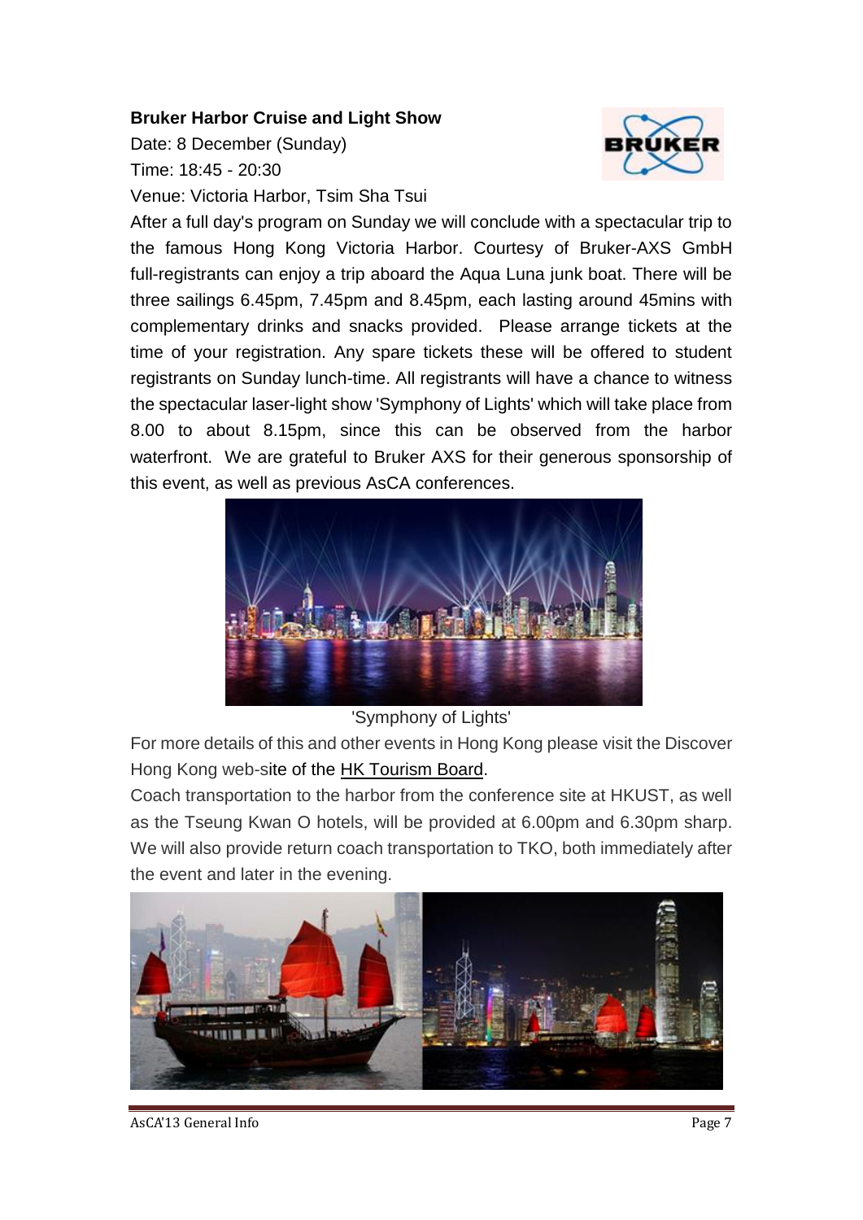**Bruker Harbor Cruise and Light Show**

Date: 8 December (Sunday)

Time: 18:45 - 20:30

Venue: Victoria Harbor, Tsim Sha Tsui

After a full day's program on Sunday we will conclude with a spectacular trip to the famous Hong Kong Victoria Harbor. Courtesy of Bruker-AXS GmbH full-registrants can enjoy a trip aboard the Aqua Luna junk boat. There will be three sailings 6.45pm, 7.45pm and 8.45pm, each lasting around 45mins with complementary drinks and snacks provided. Please arrange tickets at the time of your registration. Any spare tickets these will be offered to student registrants on Sunday lunch-time. All registrants will have a chance to witness the spectacular laser-light show 'Symphony of Lights' which will take place from 8.00 to about 8.15pm, since this can be observed from the harbor waterfront. We are grateful to Bruker AXS for their generous sponsorship of this event, as well as previous AsCA conferences.

'Symphony of Lights'

For more details of this and other events in Hong Kong please visit the Discover Hong Kong web-site of the HK Tourism Board.

Coach transportation to the harbor from the conference site at HKUST, as well as the Tseung Kwan O hotels, will be provided at 6.00pm and 6.30pm sharp. We will also provide return coach transportation to TKO, both immediately after the event and later in the evening.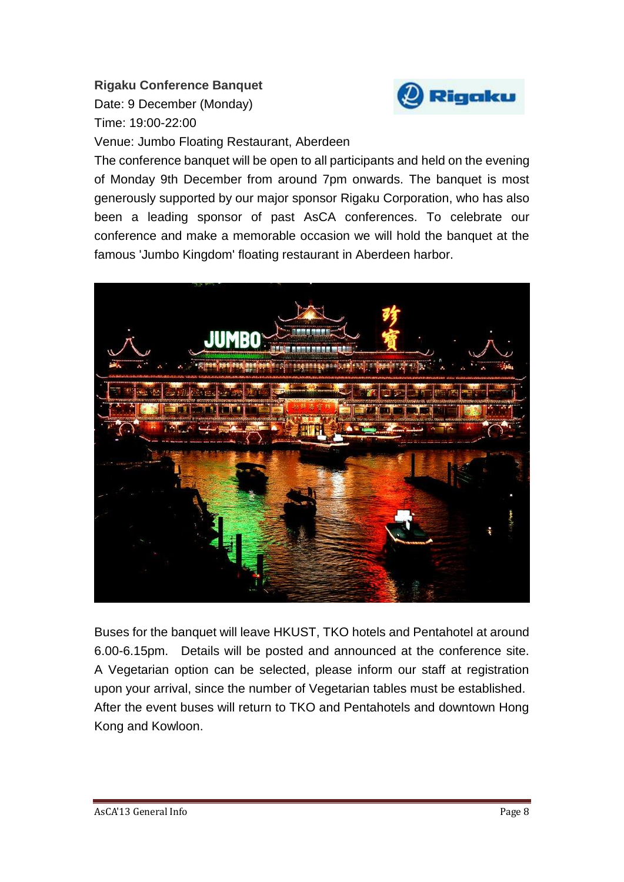**Rigaku Conference Banquet**

Date: 9 December (Monday)

Time: 19:00-22:00

Venue: Jumbo Floating Restaurant, Aberdeen

The conference banquet will be open to all participants and held on the evening of Monday 9th December from around 7pm onwards. The banquet is most generously supported by our major sponsor Rigaku Corporation, who has also been a leading sponsor of past AsCA conferences. To celebrate our conference and make a memorable occasion we will hold the banquet at the famous 'Jumbo Kingdom' floating restaurant in Aberdeen harbor.

Buses for the banquet will leave HKUST, TKO hotels and Pentahotel at around 6.00-6.15pm. Details will be posted and announced at the conference site. A Vegetarian option can be selected, please inform our staff at registration upon your arrival, since the number of Vegetarian tables must be established. After the event buses will return to TKO and Pentahotels and downtown Hong Kong and Kowloon.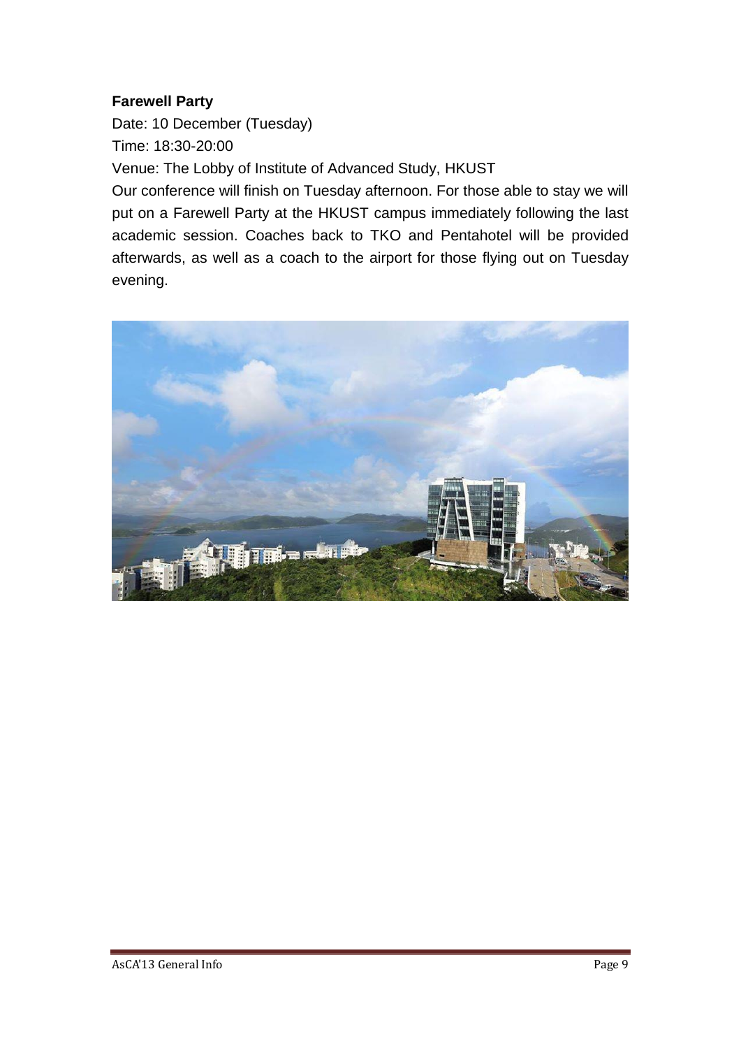**Farewell Party**

Date: 10 December (Tuesday)

Time: 18:30-20:00

Venue: The Lobby of Institute of Advanced Study, HKUST

Our conference will finish on Tuesday afternoon. For those able to stay we will put on a Farewell Party at the HKUST campus immediately following the last academic session. Coaches back to TKO and Pentahotel will be provided afterwards, as well as a coach to the airport for those flying out on Tuesday evening.